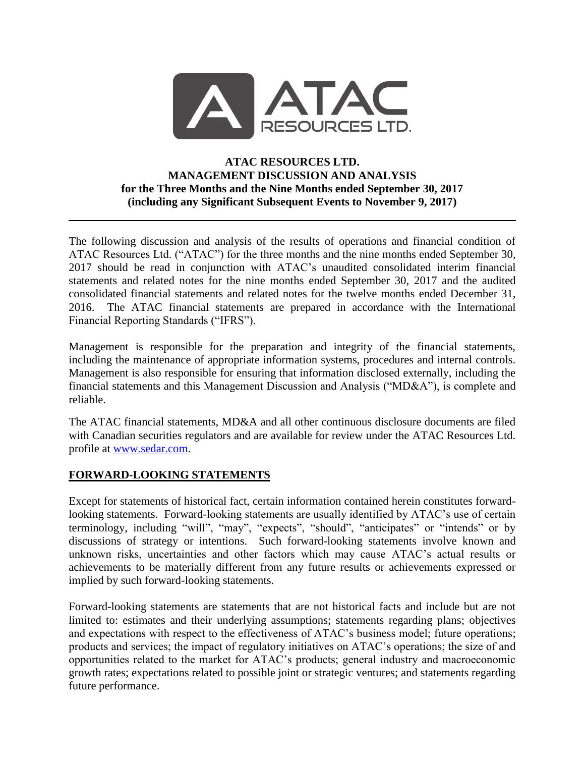# ATAC RESOURCES LTD.
## MANAGEMENT DISCUSSION AND ANALYSIS
### for the Three Months and the Nine Months ended September 30, 2017
### (including any Significant Subsequent Events to November 9, 2017)

---

The following discussion and analysis of the results of operations and financial condition of ATAC Resources Ltd. ("ATAC") for the three months and the nine months ended September 30, 2017 should be read in conjunction with ATAC's unaudited consolidated interim financial statements and related notes for the nine months ended September 30, 2017 and the audited consolidated financial statements and related notes for the twelve months ended December 31, 2016. The ATAC financial statements are prepared in accordance with the International Financial Reporting Standards ("IFRS").

Management is responsible for the preparation and integrity of the financial statements, including the maintenance of appropriate information systems, procedures and internal controls. Management is also responsible for ensuring that information disclosed externally, including the financial statements and this Management Discussion and Analysis ("MD&A"), is complete and reliable.

The ATAC financial statements, MD&A and all other continuous disclosure documents are filed with Canadian securities regulators and are available for review under the ATAC Resources Ltd. profile at www.sedar.com.

## FORWARD-LOOKING STATEMENTS

Except for statements of historical fact, certain information contained herein constitutes forward-looking statements. Forward-looking statements are usually identified by ATAC's use of certain terminology, including "will", "may", "expects", "should", "anticipates" or "intends" or by discussions of strategy or intentions. Such forward-looking statements involve known and unknown risks, uncertainties and other factors which may cause ATAC's actual results or achievements to be materially different from any future results or achievements expressed or implied by such forward-looking statements.

Forward-looking statements are statements that are not historical facts and include but are not limited to: estimates and their underlying assumptions; statements regarding plans; objectives and expectations with respect to the effectiveness of ATAC's business model; future operations; products and services; the impact of regulatory initiatives on ATAC's operations; the size of and opportunities related to the market for ATAC's products; general industry and macroeconomic growth rates; expectations related to possible joint or strategic ventures; and statements regarding future performance.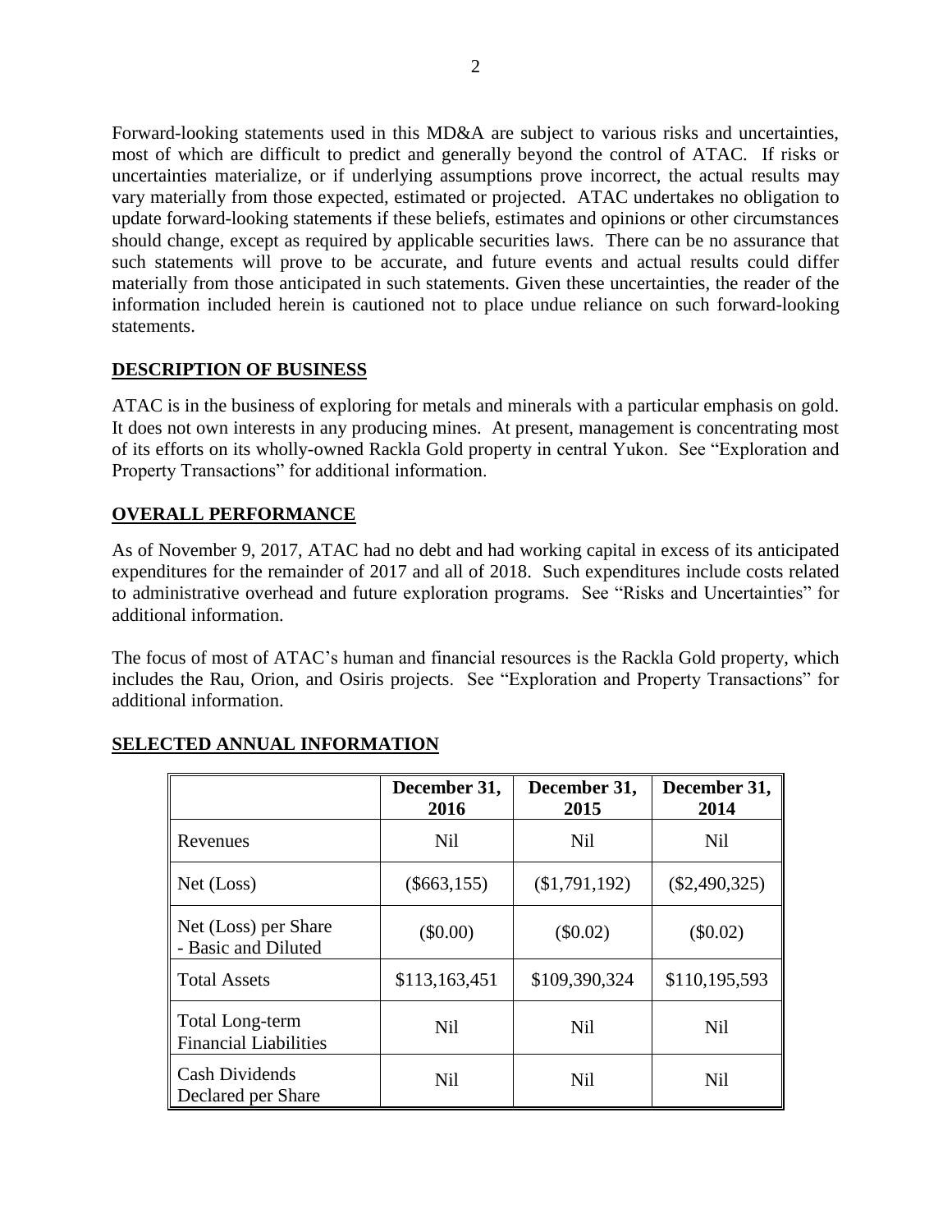Forward-looking statements used in this MD&A are subject to various risks and uncertainties, most of which are difficult to predict and generally beyond the control of ATAC. If risks or uncertainties materialize, or if underlying assumptions prove incorrect, the actual results may vary materially from those expected, estimated or projected. ATAC undertakes no obligation to update forward-looking statements if these beliefs, estimates and opinions or other circumstances should change, except as required by applicable securities laws. There can be no assurance that such statements will prove to be accurate, and future events and actual results could differ materially from those anticipated in such statements. Given these uncertainties, the reader of the information included herein is cautioned not to place undue reliance on such forward-looking statements.

## DESCRIPTION OF BUSINESS

ATAC is in the business of exploring for metals and minerals with a particular emphasis on gold. It does not own interests in any producing mines. At present, management is concentrating most of its efforts on its wholly-owned Rackla Gold property in central Yukon. See "Exploration and Property Transactions" for additional information.

## OVERALL PERFORMANCE

As of November 9, 2017, ATAC had no debt and had working capital in excess of its anticipated expenditures for the remainder of 2017 and all of 2018. Such expenditures include costs related to administrative overhead and future exploration programs. See "Risks and Uncertainties" for additional information.

The focus of most of ATAC's human and financial resources is the Rackla Gold property, which includes the Rau, Orion, and Osiris projects. See "Exploration and Property Transactions" for additional information.

## SELECTED ANNUAL INFORMATION

| | December 31, 2016 | December 31, 2015 | December 31, 2014 |
|---|---|---|---|
| Revenues | Nil | Nil | Nil |
| Net (Loss) | ($663,155) | ($1,791,192) | ($2,490,325) |
| Net (Loss) per Share - Basic and Diluted | ($0.00) | ($0.02) | ($0.02) |
| Total Assets | $113,163,451 | $109,390,324 | $110,195,593 |
| Total Long-term Financial Liabilities | Nil | Nil | Nil |
| Cash Dividends Declared per Share | Nil | Nil | Nil |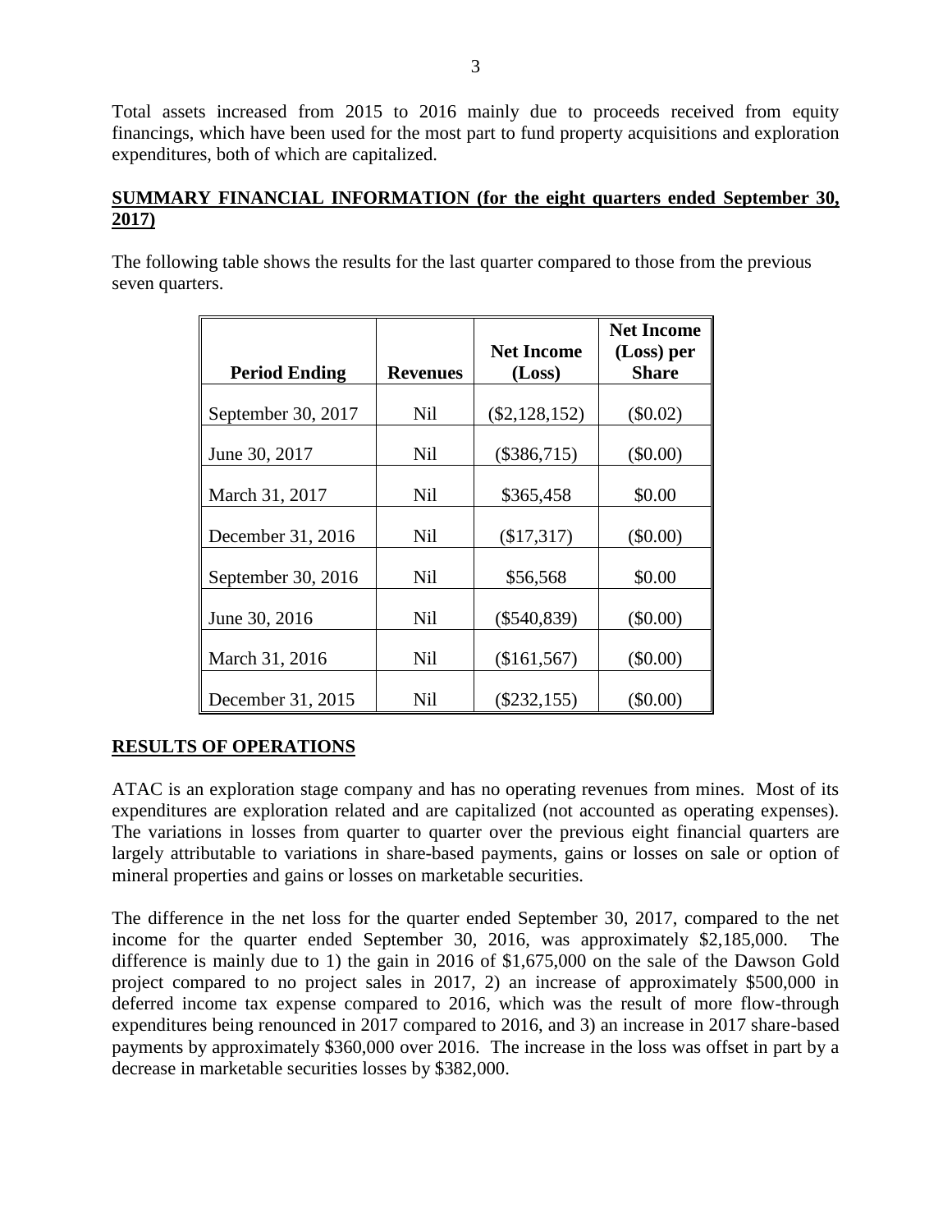Total assets increased from 2015 to 2016 mainly due to proceeds received from equity financings, which have been used for the most part to fund property acquisitions and exploration expenditures, both of which are capitalized.

## SUMMARY FINANCIAL INFORMATION (for the eight quarters ended September 30, 2017)

The following table shows the results for the last quarter compared to those from the previous seven quarters.

| Period Ending | Revenues | Net Income (Loss) | Net Income (Loss) per Share |
|---|---|---|---|
| September 30, 2017 | Nil | ($2,128,152) | ($0.02) |
| June 30, 2017 | Nil | ($386,715) | ($0.00) |
| March 31, 2017 | Nil | $365,458 | $0.00 |
| December 31, 2016 | Nil | ($17,317) | ($0.00) |
| September 30, 2016 | Nil | $56,568 | $0.00 |
| June 30, 2016 | Nil | ($540,839) | ($0.00) |
| March 31, 2016 | Nil | ($161,567) | ($0.00) |
| December 31, 2015 | Nil | ($232,155) | ($0.00) |

## RESULTS OF OPERATIONS

ATAC is an exploration stage company and has no operating revenues from mines. Most of its expenditures are exploration related and are capitalized (not accounted as operating expenses). The variations in losses from quarter to quarter over the previous eight financial quarters are largely attributable to variations in share-based payments, gains or losses on sale or option of mineral properties and gains or losses on marketable securities.

The difference in the net loss for the quarter ended September 30, 2017, compared to the net income for the quarter ended September 30, 2016, was approximately $2,185,000. The difference is mainly due to 1) the gain in 2016 of $1,675,000 on the sale of the Dawson Gold project compared to no project sales in 2017, 2) an increase of approximately $500,000 in deferred income tax expense compared to 2016, which was the result of more flow-through expenditures being renounced in 2017 compared to 2016, and 3) an increase in 2017 share-based payments by approximately $360,000 over 2016. The increase in the loss was offset in part by a decrease in marketable securities losses by $382,000.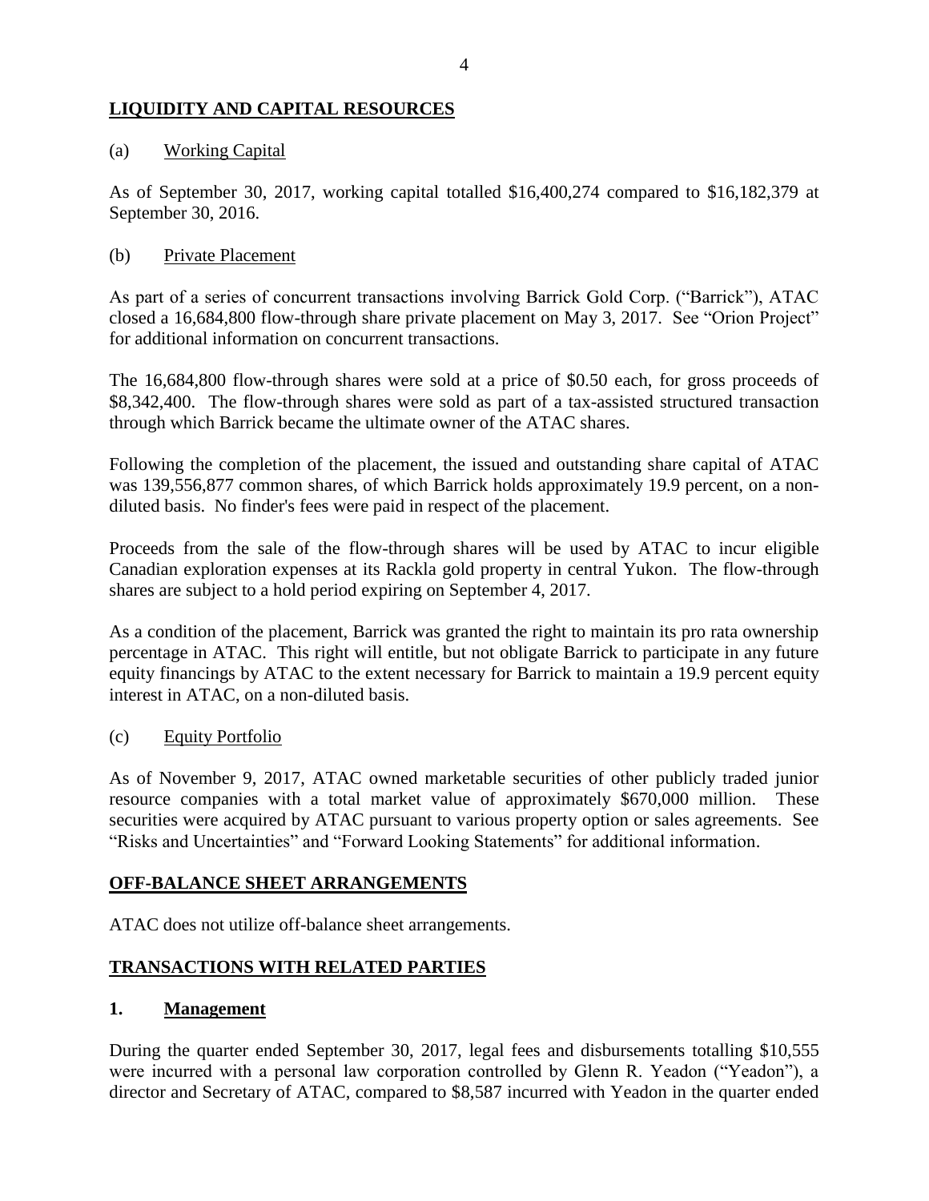## LIQUIDITY AND CAPITAL RESOURCES

(a) Working Capital

As of September 30, 2017, working capital totalled $16,400,274 compared to $16,182,379 at September 30, 2016.

(b) Private Placement

As part of a series of concurrent transactions involving Barrick Gold Corp. ("Barrick"), ATAC closed a 16,684,800 flow-through share private placement on May 3, 2017. See "Orion Project" for additional information on concurrent transactions.

The 16,684,800 flow-through shares were sold at a price of $0.50 each, for gross proceeds of $8,342,400. The flow-through shares were sold as part of a tax-assisted structured transaction through which Barrick became the ultimate owner of the ATAC shares.

Following the completion of the placement, the issued and outstanding share capital of ATAC was 139,556,877 common shares, of which Barrick holds approximately 19.9 percent, on a non-diluted basis. No finder's fees were paid in respect of the placement.

Proceeds from the sale of the flow-through shares will be used by ATAC to incur eligible Canadian exploration expenses at its Rackla gold property in central Yukon. The flow-through shares are subject to a hold period expiring on September 4, 2017.

As a condition of the placement, Barrick was granted the right to maintain its pro rata ownership percentage in ATAC. This right will entitle, but not obligate Barrick to participate in any future equity financings by ATAC to the extent necessary for Barrick to maintain a 19.9 percent equity interest in ATAC, on a non-diluted basis.

(c) Equity Portfolio

As of November 9, 2017, ATAC owned marketable securities of other publicly traded junior resource companies with a total market value of approximately $670,000 million. These securities were acquired by ATAC pursuant to various property option or sales agreements. See "Risks and Uncertainties" and "Forward Looking Statements" for additional information.

## OFF-BALANCE SHEET ARRANGEMENTS

ATAC does not utilize off-balance sheet arrangements.

## TRANSACTIONS WITH RELATED PARTIES

### 1. Management

During the quarter ended September 30, 2017, legal fees and disbursements totalling $10,555 were incurred with a personal law corporation controlled by Glenn R. Yeadon ("Yeadon"), a director and Secretary of ATAC, compared to $8,587 incurred with Yeadon in the quarter ended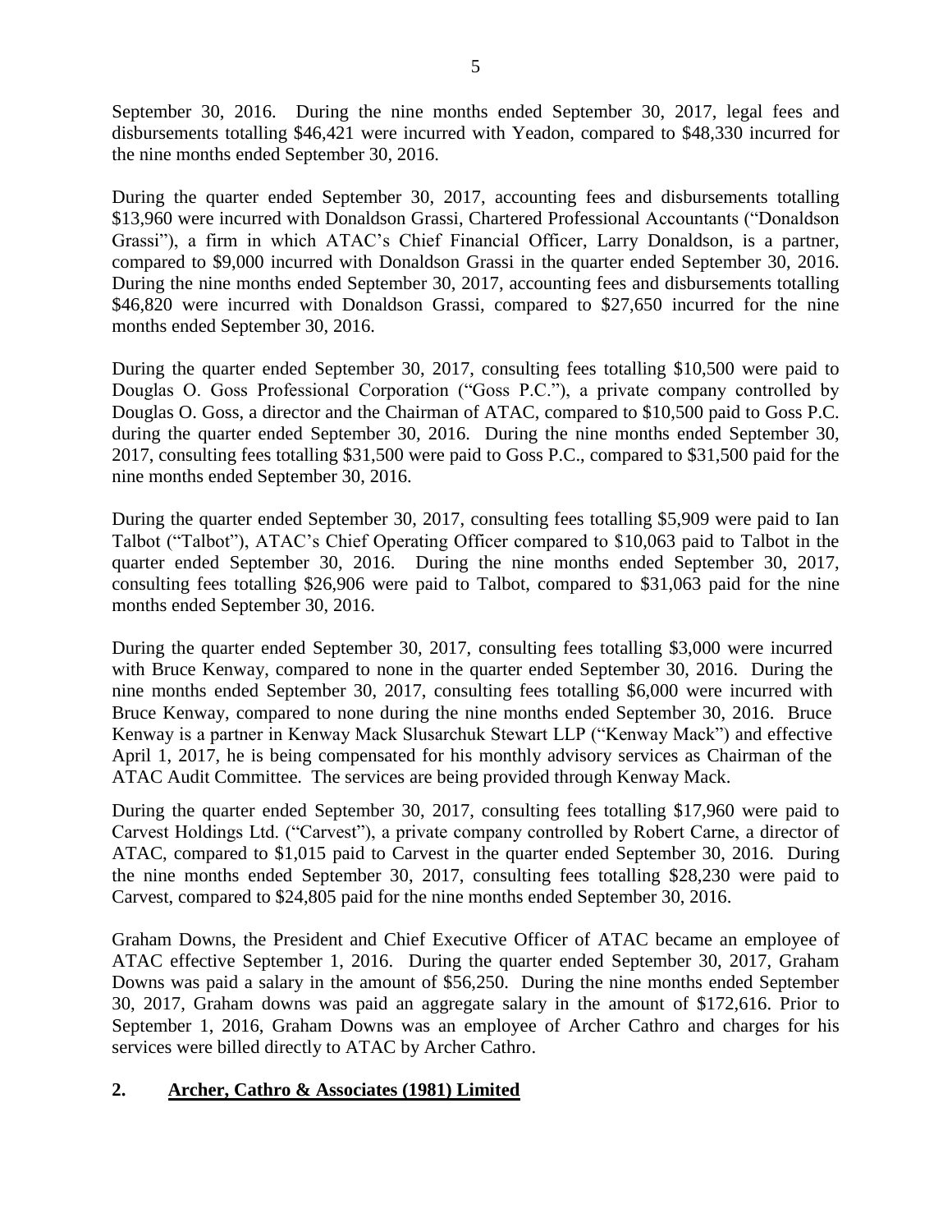September 30, 2016. During the nine months ended September 30, 2017, legal fees and disbursements totalling $46,421 were incurred with Yeadon, compared to $48,330 incurred for the nine months ended September 30, 2016.

During the quarter ended September 30, 2017, accounting fees and disbursements totalling $13,960 were incurred with Donaldson Grassi, Chartered Professional Accountants ("Donaldson Grassi"), a firm in which ATAC's Chief Financial Officer, Larry Donaldson, is a partner, compared to $9,000 incurred with Donaldson Grassi in the quarter ended September 30, 2016. During the nine months ended September 30, 2017, accounting fees and disbursements totalling $46,820 were incurred with Donaldson Grassi, compared to $27,650 incurred for the nine months ended September 30, 2016.

During the quarter ended September 30, 2017, consulting fees totalling $10,500 were paid to Douglas O. Goss Professional Corporation ("Goss P.C."), a private company controlled by Douglas O. Goss, a director and the Chairman of ATAC, compared to $10,500 paid to Goss P.C. during the quarter ended September 30, 2016. During the nine months ended September 30, 2017, consulting fees totalling $31,500 were paid to Goss P.C., compared to $31,500 paid for the nine months ended September 30, 2016.

During the quarter ended September 30, 2017, consulting fees totalling $5,909 were paid to Ian Talbot ("Talbot"), ATAC's Chief Operating Officer compared to $10,063 paid to Talbot in the quarter ended September 30, 2016. During the nine months ended September 30, 2017, consulting fees totalling $26,906 were paid to Talbot, compared to $31,063 paid for the nine months ended September 30, 2016.

During the quarter ended September 30, 2017, consulting fees totalling $3,000 were incurred with Bruce Kenway, compared to none in the quarter ended September 30, 2016. During the nine months ended September 30, 2017, consulting fees totalling $6,000 were incurred with Bruce Kenway, compared to none during the nine months ended September 30, 2016. Bruce Kenway is a partner in Kenway Mack Slusarchuk Stewart LLP ("Kenway Mack") and effective April 1, 2017, he is being compensated for his monthly advisory services as Chairman of the ATAC Audit Committee. The services are being provided through Kenway Mack.

During the quarter ended September 30, 2017, consulting fees totalling $17,960 were paid to Carvest Holdings Ltd. ("Carvest"), a private company controlled by Robert Carne, a director of ATAC, compared to $1,015 paid to Carvest in the quarter ended September 30, 2016. During the nine months ended September 30, 2017, consulting fees totalling $28,230 were paid to Carvest, compared to $24,805 paid for the nine months ended September 30, 2016.

Graham Downs, the President and Chief Executive Officer of ATAC became an employee of ATAC effective September 1, 2016. During the quarter ended September 30, 2017, Graham Downs was paid a salary in the amount of $56,250. During the nine months ended September 30, 2017, Graham downs was paid an aggregate salary in the amount of $172,616. Prior to September 1, 2016, Graham Downs was an employee of Archer Cathro and charges for his services were billed directly to ATAC by Archer Cathro.

## 2. Archer, Cathro & Associates (1981) Limited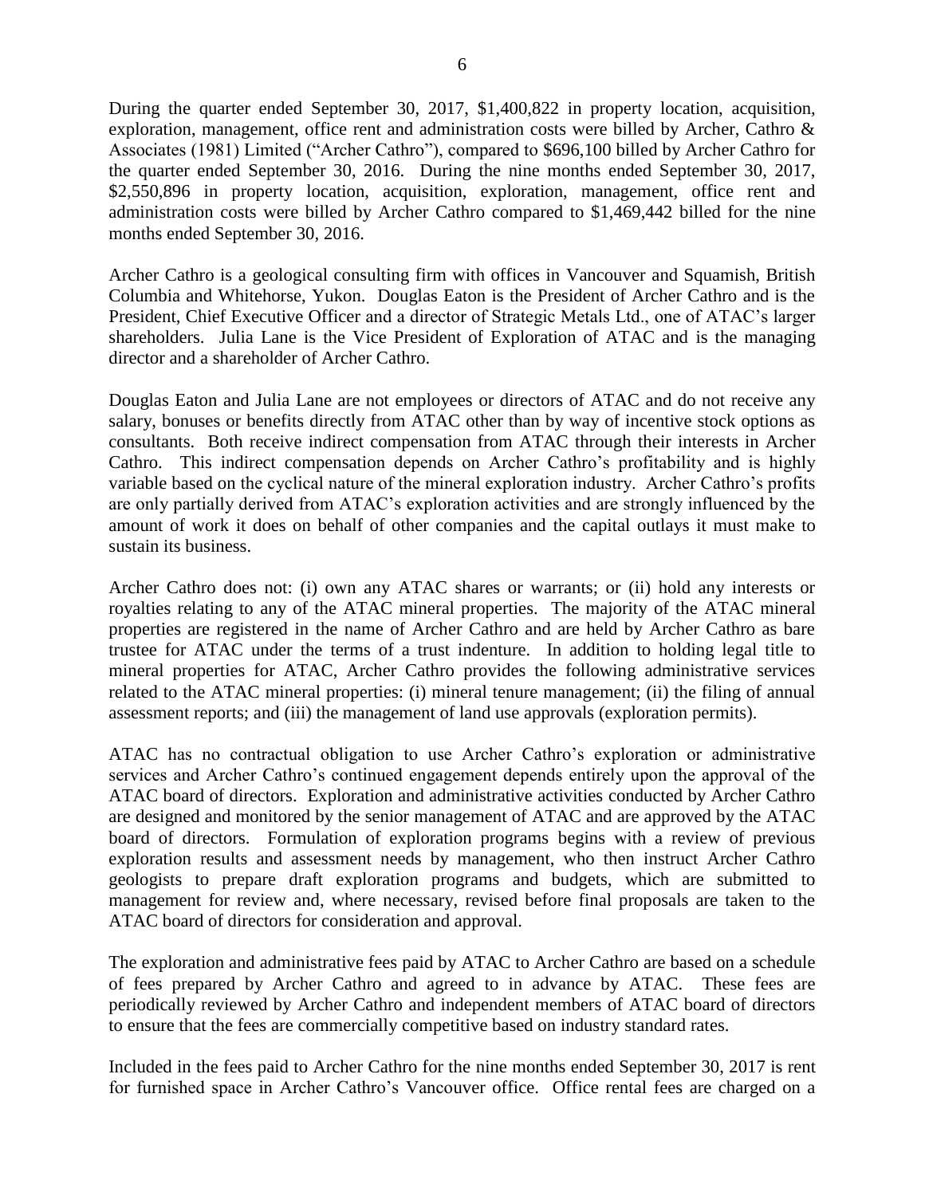During the quarter ended September 30, 2017, $1,400,822 in property location, acquisition, exploration, management, office rent and administration costs were billed by Archer, Cathro & Associates (1981) Limited ("Archer Cathro"), compared to $696,100 billed by Archer Cathro for the quarter ended September 30, 2016. During the nine months ended September 30, 2017, $2,550,896 in property location, acquisition, exploration, management, office rent and administration costs were billed by Archer Cathro compared to $1,469,442 billed for the nine months ended September 30, 2016.

Archer Cathro is a geological consulting firm with offices in Vancouver and Squamish, British Columbia and Whitehorse, Yukon. Douglas Eaton is the President of Archer Cathro and is the President, Chief Executive Officer and a director of Strategic Metals Ltd., one of ATAC's larger shareholders. Julia Lane is the Vice President of Exploration of ATAC and is the managing director and a shareholder of Archer Cathro.

Douglas Eaton and Julia Lane are not employees or directors of ATAC and do not receive any salary, bonuses or benefits directly from ATAC other than by way of incentive stock options as consultants. Both receive indirect compensation from ATAC through their interests in Archer Cathro. This indirect compensation depends on Archer Cathro's profitability and is highly variable based on the cyclical nature of the mineral exploration industry. Archer Cathro's profits are only partially derived from ATAC's exploration activities and are strongly influenced by the amount of work it does on behalf of other companies and the capital outlays it must make to sustain its business.

Archer Cathro does not: (i) own any ATAC shares or warrants; or (ii) hold any interests or royalties relating to any of the ATAC mineral properties. The majority of the ATAC mineral properties are registered in the name of Archer Cathro and are held by Archer Cathro as bare trustee for ATAC under the terms of a trust indenture. In addition to holding legal title to mineral properties for ATAC, Archer Cathro provides the following administrative services related to the ATAC mineral properties: (i) mineral tenure management; (ii) the filing of annual assessment reports; and (iii) the management of land use approvals (exploration permits).

ATAC has no contractual obligation to use Archer Cathro's exploration or administrative services and Archer Cathro's continued engagement depends entirely upon the approval of the ATAC board of directors. Exploration and administrative activities conducted by Archer Cathro are designed and monitored by the senior management of ATAC and are approved by the ATAC board of directors. Formulation of exploration programs begins with a review of previous exploration results and assessment needs by management, who then instruct Archer Cathro geologists to prepare draft exploration programs and budgets, which are submitted to management for review and, where necessary, revised before final proposals are taken to the ATAC board of directors for consideration and approval.

The exploration and administrative fees paid by ATAC to Archer Cathro are based on a schedule of fees prepared by Archer Cathro and agreed to in advance by ATAC. These fees are periodically reviewed by Archer Cathro and independent members of ATAC board of directors to ensure that the fees are commercially competitive based on industry standard rates.

Included in the fees paid to Archer Cathro for the nine months ended September 30, 2017 is rent for furnished space in Archer Cathro's Vancouver office. Office rental fees are charged on a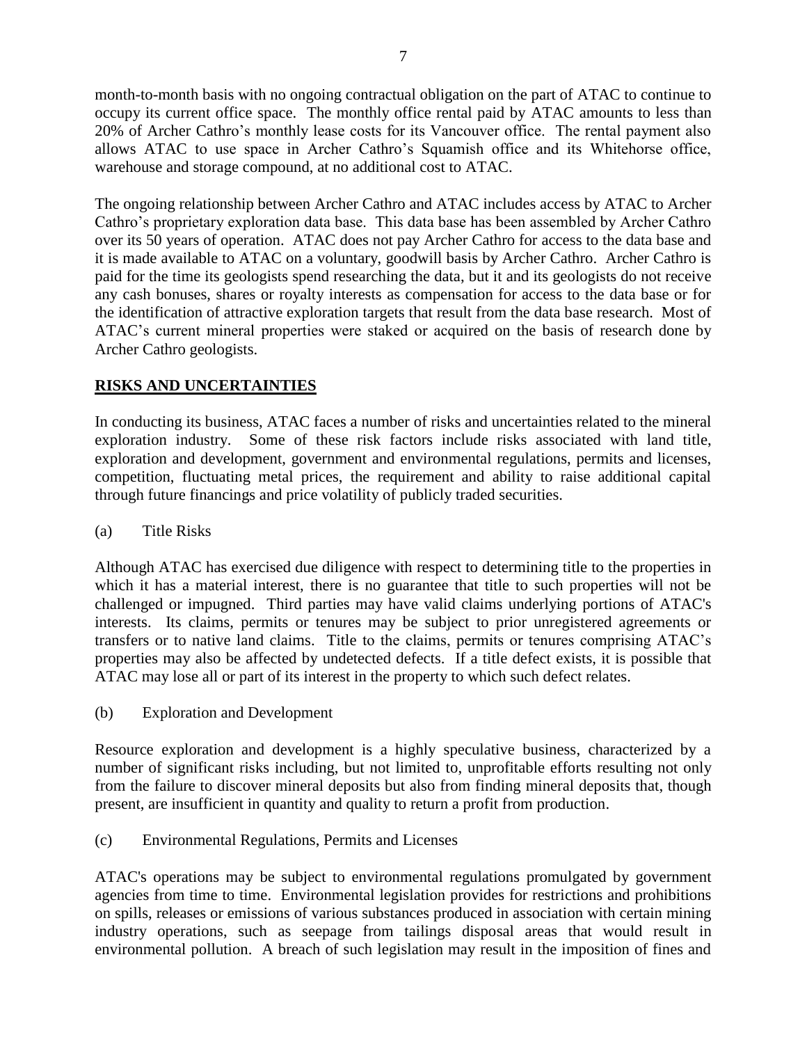month-to-month basis with no ongoing contractual obligation on the part of ATAC to continue to occupy its current office space. The monthly office rental paid by ATAC amounts to less than 20% of Archer Cathro's monthly lease costs for its Vancouver office. The rental payment also allows ATAC to use space in Archer Cathro's Squamish office and its Whitehorse office, warehouse and storage compound, at no additional cost to ATAC.

The ongoing relationship between Archer Cathro and ATAC includes access by ATAC to Archer Cathro's proprietary exploration data base. This data base has been assembled by Archer Cathro over its 50 years of operation. ATAC does not pay Archer Cathro for access to the data base and it is made available to ATAC on a voluntary, goodwill basis by Archer Cathro. Archer Cathro is paid for the time its geologists spend researching the data, but it and its geologists do not receive any cash bonuses, shares or royalty interests as compensation for access to the data base or for the identification of attractive exploration targets that result from the data base research. Most of ATAC's current mineral properties were staked or acquired on the basis of research done by Archer Cathro geologists.

## RISKS AND UNCERTAINTIES

In conducting its business, ATAC faces a number of risks and uncertainties related to the mineral exploration industry. Some of these risk factors include risks associated with land title, exploration and development, government and environmental regulations, permits and licenses, competition, fluctuating metal prices, the requirement and ability to raise additional capital through future financings and price volatility of publicly traded securities.

(a) Title Risks

Although ATAC has exercised due diligence with respect to determining title to the properties in which it has a material interest, there is no guarantee that title to such properties will not be challenged or impugned. Third parties may have valid claims underlying portions of ATAC's interests. Its claims, permits or tenures may be subject to prior unregistered agreements or transfers or to native land claims. Title to the claims, permits or tenures comprising ATAC's properties may also be affected by undetected defects. If a title defect exists, it is possible that ATAC may lose all or part of its interest in the property to which such defect relates.

(b) Exploration and Development

Resource exploration and development is a highly speculative business, characterized by a number of significant risks including, but not limited to, unprofitable efforts resulting not only from the failure to discover mineral deposits but also from finding mineral deposits that, though present, are insufficient in quantity and quality to return a profit from production.

(c) Environmental Regulations, Permits and Licenses

ATAC's operations may be subject to environmental regulations promulgated by government agencies from time to time. Environmental legislation provides for restrictions and prohibitions on spills, releases or emissions of various substances produced in association with certain mining industry operations, such as seepage from tailings disposal areas that would result in environmental pollution. A breach of such legislation may result in the imposition of fines and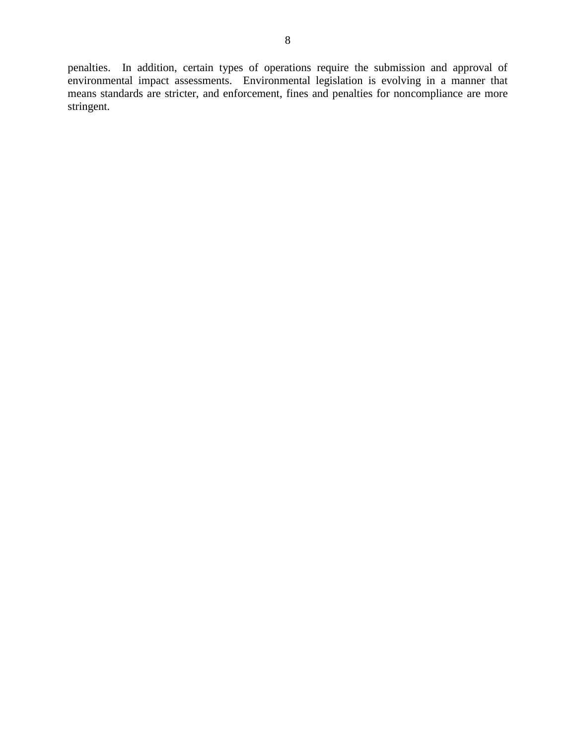penalties. In addition, certain types of operations require the submission and approval of environmental impact assessments. Environmental legislation is evolving in a manner that means standards are stricter, and enforcement, fines and penalties for noncompliance are more stringent.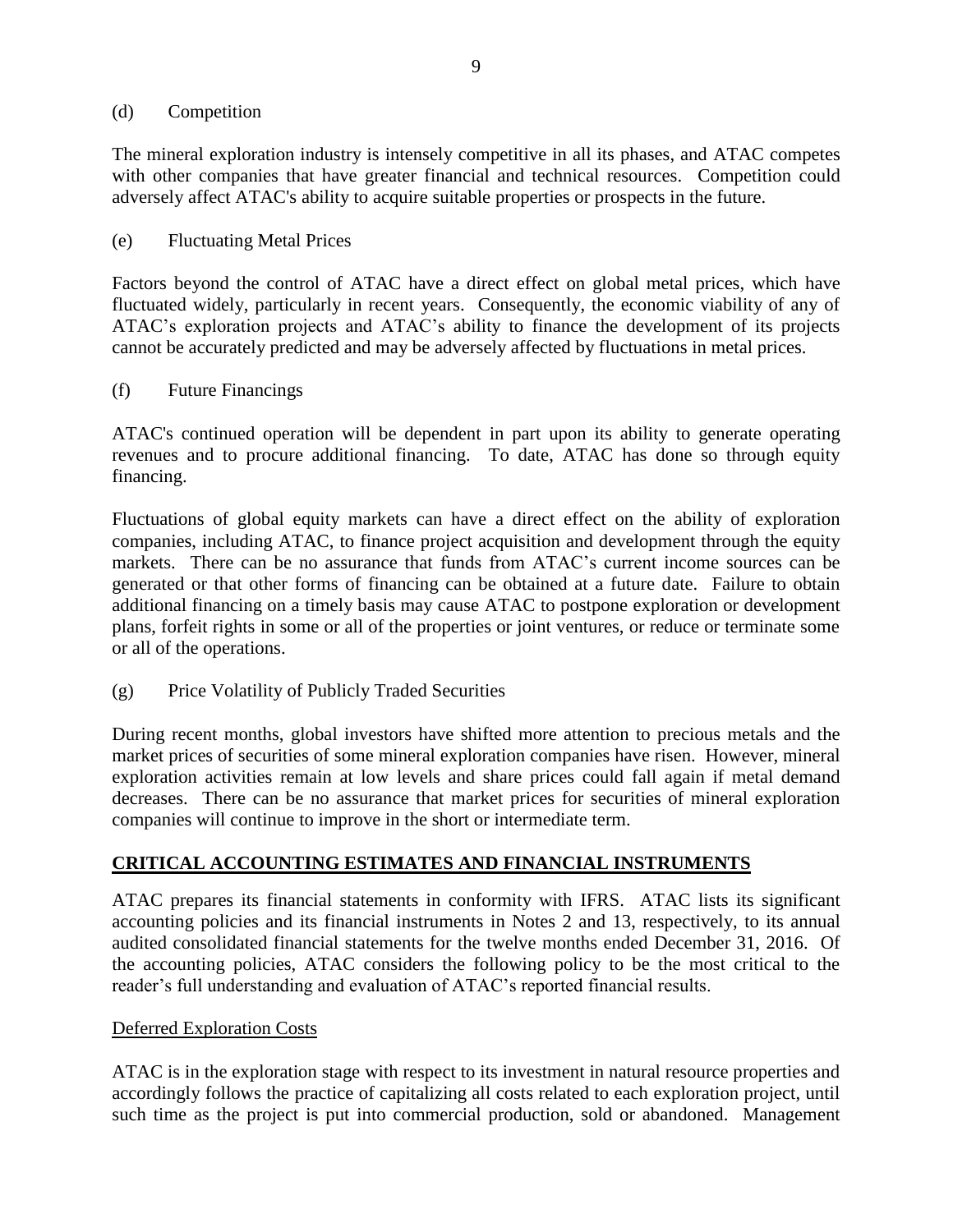(d) Competition

The mineral exploration industry is intensely competitive in all its phases, and ATAC competes with other companies that have greater financial and technical resources. Competition could adversely affect ATAC's ability to acquire suitable properties or prospects in the future.

(e) Fluctuating Metal Prices

Factors beyond the control of ATAC have a direct effect on global metal prices, which have fluctuated widely, particularly in recent years. Consequently, the economic viability of any of ATAC's exploration projects and ATAC's ability to finance the development of its projects cannot be accurately predicted and may be adversely affected by fluctuations in metal prices.

(f) Future Financings

ATAC's continued operation will be dependent in part upon its ability to generate operating revenues and to procure additional financing. To date, ATAC has done so through equity financing.

Fluctuations of global equity markets can have a direct effect on the ability of exploration companies, including ATAC, to finance project acquisition and development through the equity markets. There can be no assurance that funds from ATAC's current income sources can be generated or that other forms of financing can be obtained at a future date. Failure to obtain additional financing on a timely basis may cause ATAC to postpone exploration or development plans, forfeit rights in some or all of the properties or joint ventures, or reduce or terminate some or all of the operations.

(g) Price Volatility of Publicly Traded Securities

During recent months, global investors have shifted more attention to precious metals and the market prices of securities of some mineral exploration companies have risen. However, mineral exploration activities remain at low levels and share prices could fall again if metal demand decreases. There can be no assurance that market prices for securities of mineral exploration companies will continue to improve in the short or intermediate term.

## CRITICAL ACCOUNTING ESTIMATES AND FINANCIAL INSTRUMENTS

ATAC prepares its financial statements in conformity with IFRS. ATAC lists its significant accounting policies and its financial instruments in Notes 2 and 13, respectively, to its annual audited consolidated financial statements for the twelve months ended December 31, 2016. Of the accounting policies, ATAC considers the following policy to be the most critical to the reader's full understanding and evaluation of ATAC's reported financial results.

Deferred Exploration Costs

ATAC is in the exploration stage with respect to its investment in natural resource properties and accordingly follows the practice of capitalizing all costs related to each exploration project, until such time as the project is put into commercial production, sold or abandoned. Management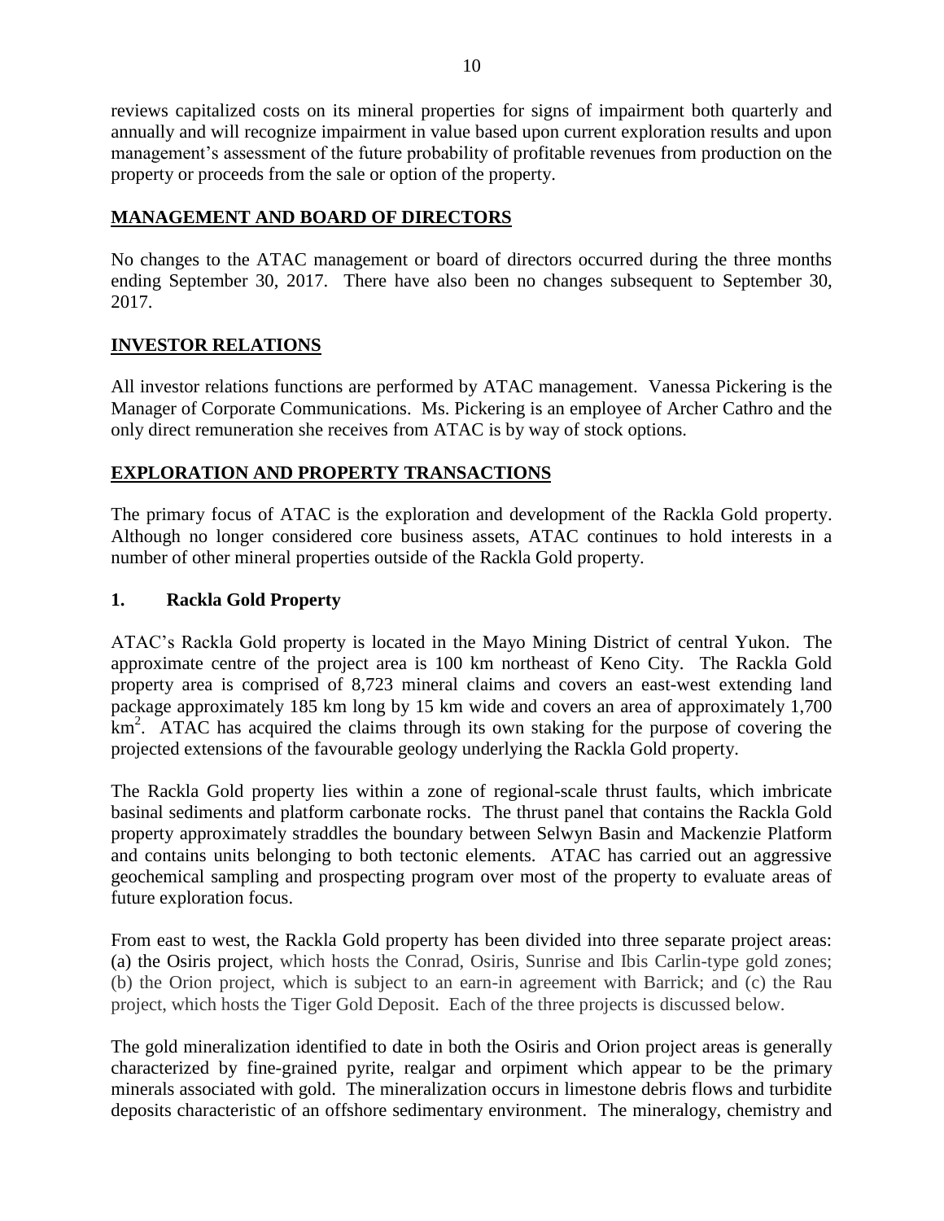reviews capitalized costs on its mineral properties for signs of impairment both quarterly and annually and will recognize impairment in value based upon current exploration results and upon management's assessment of the future probability of profitable revenues from production on the property or proceeds from the sale or option of the property.

## MANAGEMENT AND BOARD OF DIRECTORS

No changes to the ATAC management or board of directors occurred during the three months ending September 30, 2017. There have also been no changes subsequent to September 30, 2017.

## INVESTOR RELATIONS

All investor relations functions are performed by ATAC management. Vanessa Pickering is the Manager of Corporate Communications. Ms. Pickering is an employee of Archer Cathro and the only direct remuneration she receives from ATAC is by way of stock options.

## EXPLORATION AND PROPERTY TRANSACTIONS

The primary focus of ATAC is the exploration and development of the Rackla Gold property. Although no longer considered core business assets, ATAC continues to hold interests in a number of other mineral properties outside of the Rackla Gold property.

### 1. Rackla Gold Property

ATAC's Rackla Gold property is located in the Mayo Mining District of central Yukon. The approximate centre of the project area is 100 km northeast of Keno City. The Rackla Gold property area is comprised of 8,723 mineral claims and covers an east-west extending land package approximately 185 km long by 15 km wide and covers an area of approximately 1,700 $km^2$. ATAC has acquired the claims through its own staking for the purpose of covering the projected extensions of the favourable geology underlying the Rackla Gold property.

The Rackla Gold property lies within a zone of regional-scale thrust faults, which imbricate basinal sediments and platform carbonate rocks. The thrust panel that contains the Rackla Gold property approximately straddles the boundary between Selwyn Basin and Mackenzie Platform and contains units belonging to both tectonic elements. ATAC has carried out an aggressive geochemical sampling and prospecting program over most of the property to evaluate areas of future exploration focus.

From east to west, the Rackla Gold property has been divided into three separate project areas: (a) the Osiris project, which hosts the Conrad, Osiris, Sunrise and Ibis Carlin-type gold zones; (b) the Orion project, which is subject to an earn-in agreement with Barrick; and (c) the Rau project, which hosts the Tiger Gold Deposit. Each of the three projects is discussed below.

The gold mineralization identified to date in both the Osiris and Orion project areas is generally characterized by fine-grained pyrite, realgar and orpiment which appear to be the primary minerals associated with gold. The mineralization occurs in limestone debris flows and turbidite deposits characteristic of an offshore sedimentary environment. The mineralogy, chemistry and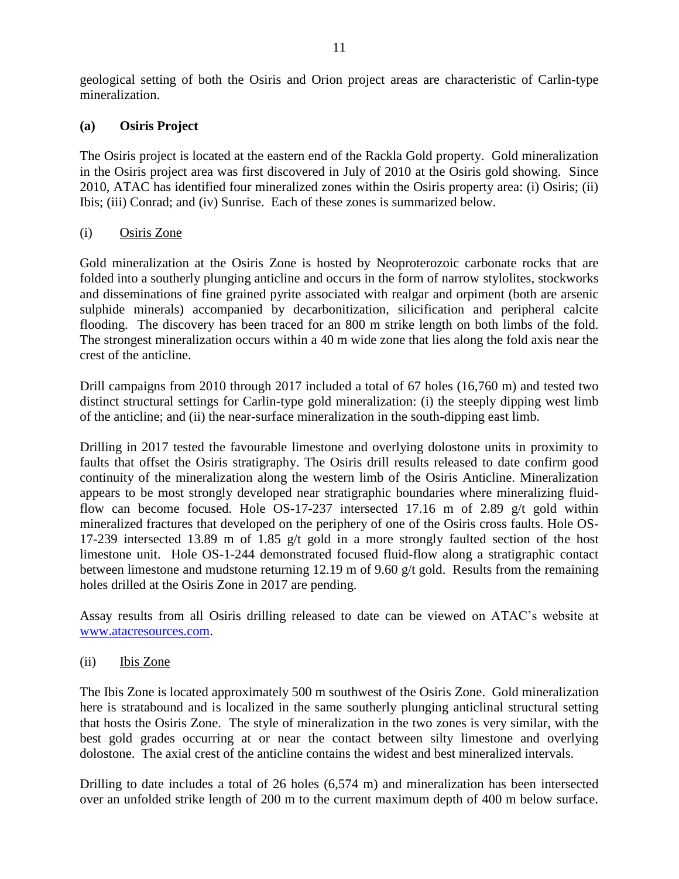geological setting of both the Osiris and Orion project areas are characteristic of Carlin-type mineralization.

### (a) Osiris Project

The Osiris project is located at the eastern end of the Rackla Gold property. Gold mineralization in the Osiris project area was first discovered in July of 2010 at the Osiris gold showing. Since 2010, ATAC has identified four mineralized zones within the Osiris property area: (i) Osiris; (ii) Ibis; (iii) Conrad; and (iv) Sunrise. Each of these zones is summarized below.

#### (i) Osiris Zone

Gold mineralization at the Osiris Zone is hosted by Neoproterozoic carbonate rocks that are folded into a southerly plunging anticline and occurs in the form of narrow stylolites, stockworks and disseminations of fine grained pyrite associated with realgar and orpiment (both are arsenic sulphide minerals) accompanied by decarbonitization, silicification and peripheral calcite flooding. The discovery has been traced for an 800 m strike length on both limbs of the fold. The strongest mineralization occurs within a 40 m wide zone that lies along the fold axis near the crest of the anticline.

Drill campaigns from 2010 through 2017 included a total of 67 holes (16,760 m) and tested two distinct structural settings for Carlin-type gold mineralization: (i) the steeply dipping west limb of the anticline; and (ii) the near-surface mineralization in the south-dipping east limb.

Drilling in 2017 tested the favourable limestone and overlying dolostone units in proximity to faults that offset the Osiris stratigraphy. The Osiris drill results released to date confirm good continuity of the mineralization along the western limb of the Osiris Anticline. Mineralization appears to be most strongly developed near stratigraphic boundaries where mineralizing fluid-flow can become focused. Hole OS-17-237 intersected 17.16 m of 2.89 g/t gold within mineralized fractures that developed on the periphery of one of the Osiris cross faults. Hole OS-17-239 intersected 13.89 m of 1.85 g/t gold in a more strongly faulted section of the host limestone unit. Hole OS-1-244 demonstrated focused fluid-flow along a stratigraphic contact between limestone and mudstone returning 12.19 m of 9.60 g/t gold. Results from the remaining holes drilled at the Osiris Zone in 2017 are pending.

Assay results from all Osiris drilling released to date can be viewed on ATAC's website at [www.atacresources.com](http://www.atacresources.com).

#### (ii) Ibis Zone

The Ibis Zone is located approximately 500 m southwest of the Osiris Zone. Gold mineralization here is stratabound and is localized in the same southerly plunging anticlinal structural setting that hosts the Osiris Zone. The style of mineralization in the two zones is very similar, with the best gold grades occurring at or near the contact between silty limestone and overlying dolostone. The axial crest of the anticline contains the widest and best mineralized intervals.

Drilling to date includes a total of 26 holes (6,574 m) and mineralization has been intersected over an unfolded strike length of 200 m to the current maximum depth of 400 m below surface.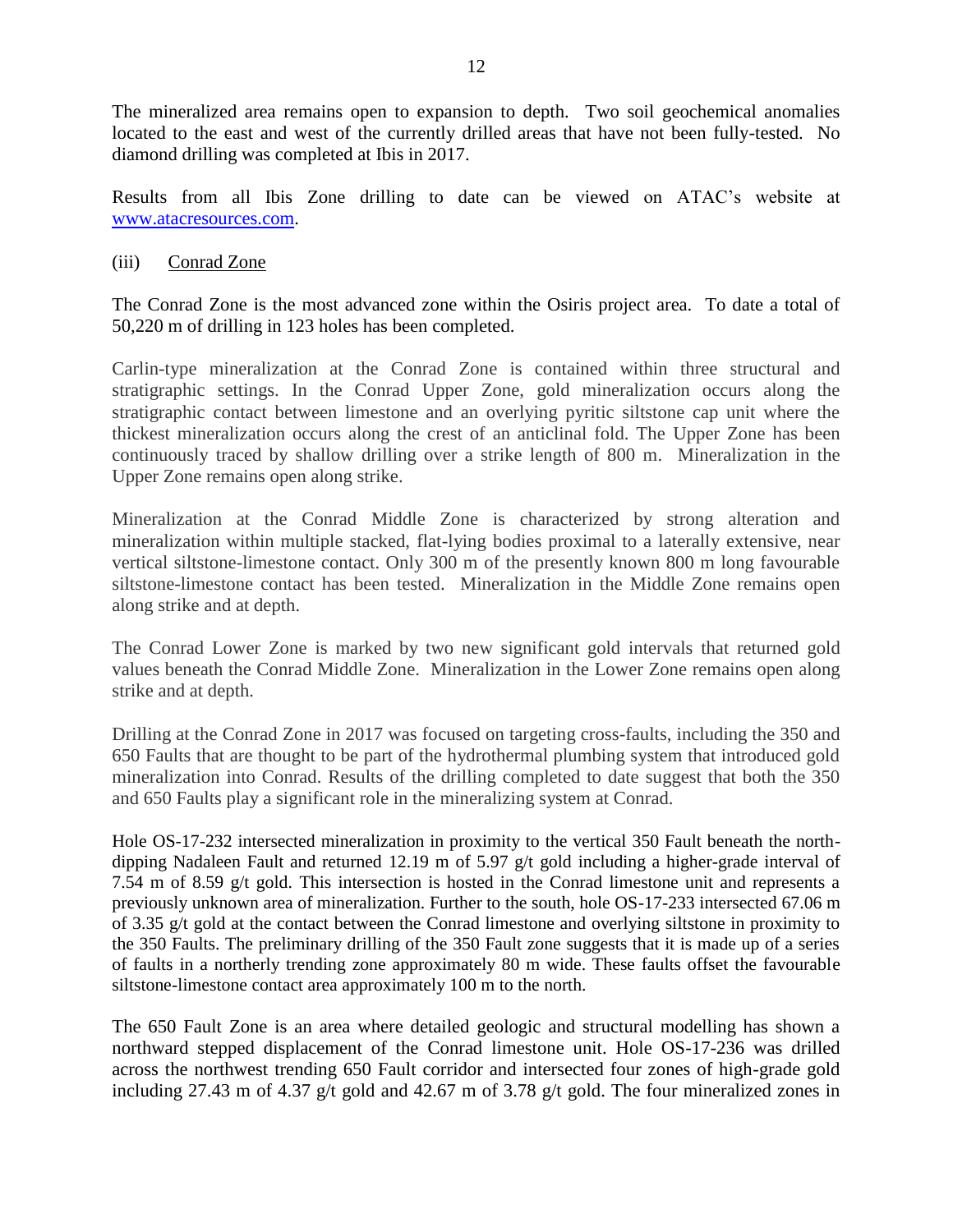The mineralized area remains open to expansion to depth. Two soil geochemical anomalies located to the east and west of the currently drilled areas that have not been fully-tested. No diamond drilling was completed at Ibis in 2017.

Results from all Ibis Zone drilling to date can be viewed on ATAC's website at [www.atacresources.com](www.atacresources.com).

(iii) Conrad Zone

The Conrad Zone is the most advanced zone within the Osiris project area. To date a total of 50,220 m of drilling in 123 holes has been completed.

Carlin-type mineralization at the Conrad Zone is contained within three structural and stratigraphic settings. In the Conrad Upper Zone, gold mineralization occurs along the stratigraphic contact between limestone and an overlying pyritic siltstone cap unit where the thickest mineralization occurs along the crest of an anticlinal fold. The Upper Zone has been continuously traced by shallow drilling over a strike length of 800 m. Mineralization in the Upper Zone remains open along strike.

Mineralization at the Conrad Middle Zone is characterized by strong alteration and mineralization within multiple stacked, flat-lying bodies proximal to a laterally extensive, near vertical siltstone-limestone contact. Only 300 m of the presently known 800 m long favourable siltstone-limestone contact has been tested. Mineralization in the Middle Zone remains open along strike and at depth.

The Conrad Lower Zone is marked by two new significant gold intervals that returned gold values beneath the Conrad Middle Zone. Mineralization in the Lower Zone remains open along strike and at depth.

Drilling at the Conrad Zone in 2017 was focused on targeting cross-faults, including the 350 and 650 Faults that are thought to be part of the hydrothermal plumbing system that introduced gold mineralization into Conrad. Results of the drilling completed to date suggest that both the 350 and 650 Faults play a significant role in the mineralizing system at Conrad.

Hole OS-17-232 intersected mineralization in proximity to the vertical 350 Fault beneath the north-dipping Nadaleen Fault and returned 12.19 m of 5.97 g/t gold including a higher-grade interval of 7.54 m of 8.59 g/t gold. This intersection is hosted in the Conrad limestone unit and represents a previously unknown area of mineralization. Further to the south, hole OS-17-233 intersected 67.06 m of 3.35 g/t gold at the contact between the Conrad limestone and overlying siltstone in proximity to the 350 Faults. The preliminary drilling of the 350 Fault zone suggests that it is made up of a series of faults in a northerly trending zone approximately 80 m wide. These faults offset the favourable siltstone-limestone contact area approximately 100 m to the north.

The 650 Fault Zone is an area where detailed geologic and structural modelling has shown a northward stepped displacement of the Conrad limestone unit. Hole OS-17-236 was drilled across the northwest trending 650 Fault corridor and intersected four zones of high-grade gold including 27.43 m of 4.37 g/t gold and 42.67 m of 3.78 g/t gold. The four mineralized zones in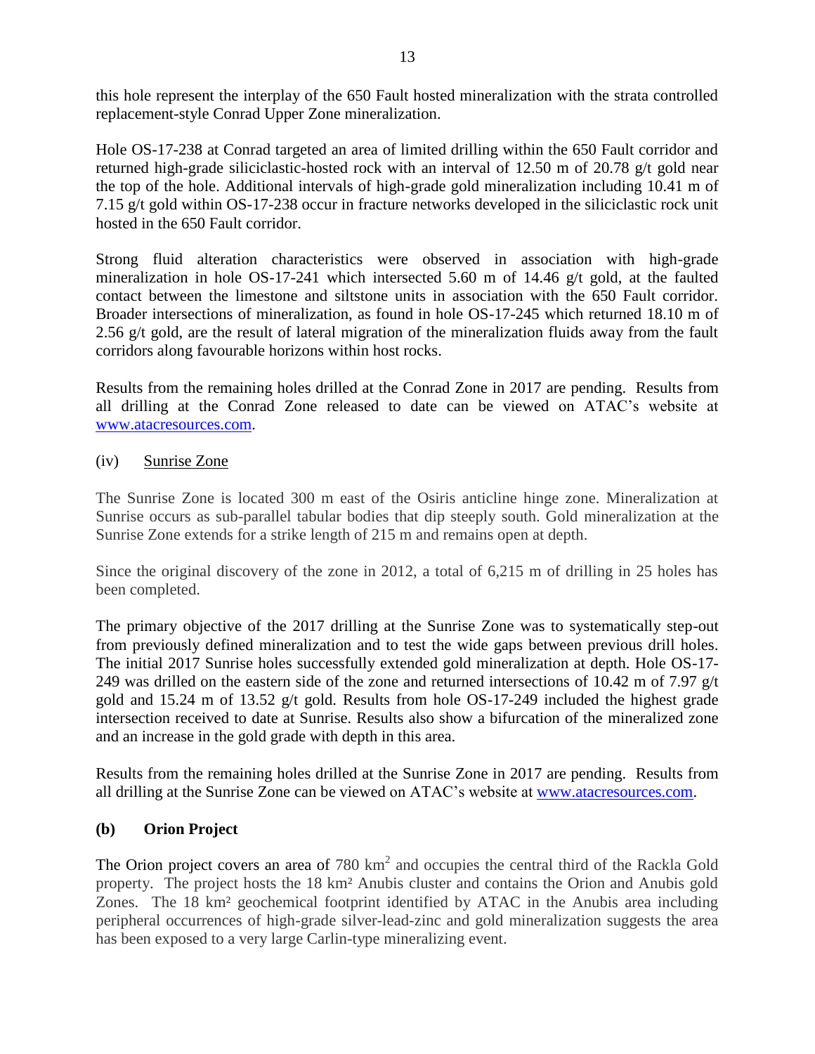this hole represent the interplay of the 650 Fault hosted mineralization with the strata controlled replacement-style Conrad Upper Zone mineralization.

Hole OS-17-238 at Conrad targeted an area of limited drilling within the 650 Fault corridor and returned high-grade siliciclastic-hosted rock with an interval of 12.50 m of 20.78 g/t gold near the top of the hole. Additional intervals of high-grade gold mineralization including 10.41 m of 7.15 g/t gold within OS-17-238 occur in fracture networks developed in the siliciclastic rock unit hosted in the 650 Fault corridor.

Strong fluid alteration characteristics were observed in association with high-grade mineralization in hole OS-17-241 which intersected 5.60 m of 14.46 g/t gold, at the faulted contact between the limestone and siltstone units in association with the 650 Fault corridor. Broader intersections of mineralization, as found in hole OS-17-245 which returned 18.10 m of 2.56 g/t gold, are the result of lateral migration of the mineralization fluids away from the fault corridors along favourable horizons within host rocks.

Results from the remaining holes drilled at the Conrad Zone in 2017 are pending. Results from all drilling at the Conrad Zone released to date can be viewed on ATAC's website at www.atacresources.com.

#### (iv) Sunrise Zone

The Sunrise Zone is located 300 m east of the Osiris anticline hinge zone. Mineralization at Sunrise occurs as sub-parallel tabular bodies that dip steeply south. Gold mineralization at the Sunrise Zone extends for a strike length of 215 m and remains open at depth.

Since the original discovery of the zone in 2012, a total of 6,215 m of drilling in 25 holes has been completed.

The primary objective of the 2017 drilling at the Sunrise Zone was to systematically step-out from previously defined mineralization and to test the wide gaps between previous drill holes. The initial 2017 Sunrise holes successfully extended gold mineralization at depth. Hole OS-17-249 was drilled on the eastern side of the zone and returned intersections of 10.42 m of 7.97 g/t gold and 15.24 m of 13.52 g/t gold. Results from hole OS-17-249 included the highest grade intersection received to date at Sunrise. Results also show a bifurcation of the mineralized zone and an increase in the gold grade with depth in this area.

Results from the remaining holes drilled at the Sunrise Zone in 2017 are pending. Results from all drilling at the Sunrise Zone can be viewed on ATAC's website at www.atacresources.com.

### (b) Orion Project

The Orion project covers an area of 780 $km^2$ and occupies the central third of the Rackla Gold property. The project hosts the 18 $km^2$ Anubis cluster and contains the Orion and Anubis gold Zones. The 18 $km^2$ geochemical footprint identified by ATAC in the Anubis area including peripheral occurrences of high-grade silver-lead-zinc and gold mineralization suggests the area has been exposed to a very large Carlin-type mineralizing event.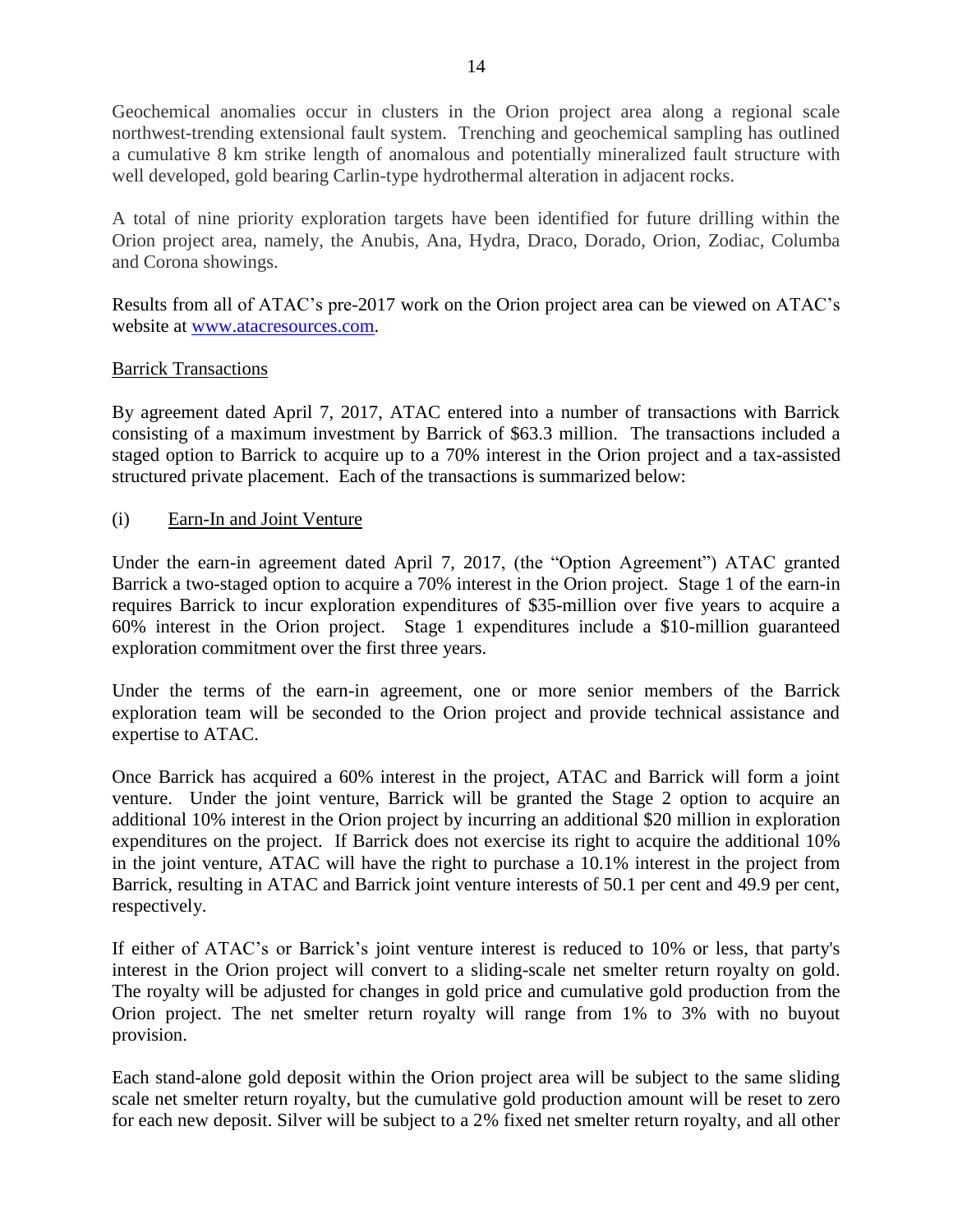Geochemical anomalies occur in clusters in the Orion project area along a regional scale northwest-trending extensional fault system. Trenching and geochemical sampling has outlined a cumulative 8 km strike length of anomalous and potentially mineralized fault structure with well developed, gold bearing Carlin-type hydrothermal alteration in adjacent rocks.

A total of nine priority exploration targets have been identified for future drilling within the Orion project area, namely, the Anubis, Ana, Hydra, Draco, Dorado, Orion, Zodiac, Columba and Corona showings.

Results from all of ATAC's pre-2017 work on the Orion project area can be viewed on ATAC's website at [www.atacresources.com](http://www.atacresources.com).

## Barrick Transactions

By agreement dated April 7, 2017, ATAC entered into a number of transactions with Barrick consisting of a maximum investment by Barrick of $63.3 million. The transactions included a staged option to Barrick to acquire up to a 70% interest in the Orion project and a tax-assisted structured private placement. Each of the transactions is summarized below:

### (i) Earn-In and Joint Venture

Under the earn-in agreement dated April 7, 2017, (the "Option Agreement") ATAC granted Barrick a two-staged option to acquire a 70% interest in the Orion project. Stage 1 of the earn-in requires Barrick to incur exploration expenditures of $35-million over five years to acquire a 60% interest in the Orion project. Stage 1 expenditures include a $10-million guaranteed exploration commitment over the first three years.

Under the terms of the earn-in agreement, one or more senior members of the Barrick exploration team will be seconded to the Orion project and provide technical assistance and expertise to ATAC.

Once Barrick has acquired a 60% interest in the project, ATAC and Barrick will form a joint venture. Under the joint venture, Barrick will be granted the Stage 2 option to acquire an additional 10% interest in the Orion project by incurring an additional $20 million in exploration expenditures on the project. If Barrick does not exercise its right to acquire the additional 10% in the joint venture, ATAC will have the right to purchase a 10.1% interest in the project from Barrick, resulting in ATAC and Barrick joint venture interests of 50.1 per cent and 49.9 per cent, respectively.

If either of ATAC's or Barrick's joint venture interest is reduced to 10% or less, that party's interest in the Orion project will convert to a sliding-scale net smelter return royalty on gold. The royalty will be adjusted for changes in gold price and cumulative gold production from the Orion project. The net smelter return royalty will range from 1% to 3% with no buyout provision.

Each stand-alone gold deposit within the Orion project area will be subject to the same sliding scale net smelter return royalty, but the cumulative gold production amount will be reset to zero for each new deposit. Silver will be subject to a 2% fixed net smelter return royalty, and all other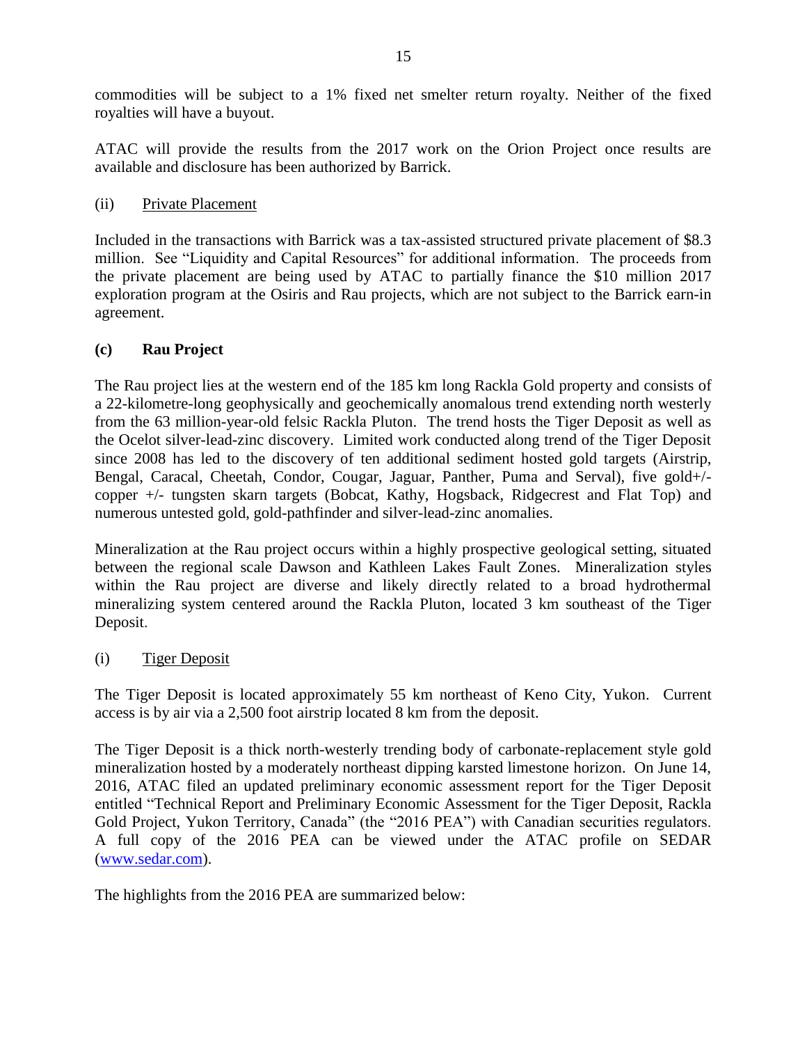commodities will be subject to a 1% fixed net smelter return royalty. Neither of the fixed royalties will have a buyout.

ATAC will provide the results from the 2017 work on the Orion Project once results are available and disclosure has been authorized by Barrick.

(ii) Private Placement

Included in the transactions with Barrick was a tax-assisted structured private placement of $8.3 million. See "Liquidity and Capital Resources" for additional information. The proceeds from the private placement are being used by ATAC to partially finance the $10 million 2017 exploration program at the Osiris and Rau projects, which are not subject to the Barrick earn-in agreement.

### (c) Rau Project

The Rau project lies at the western end of the 185 km long Rackla Gold property and consists of a 22-kilometre-long geophysically and geochemically anomalous trend extending north westerly from the 63 million-year-old felsic Rackla Pluton. The trend hosts the Tiger Deposit as well as the Ocelot silver-lead-zinc discovery. Limited work conducted along trend of the Tiger Deposit since 2008 has led to the discovery of ten additional sediment hosted gold targets (Airstrip, Bengal, Caracal, Cheetah, Condor, Cougar, Jaguar, Panther, Puma and Serval), five gold+/- copper +/- tungsten skarn targets (Bobcat, Kathy, Hogsback, Ridgecrest and Flat Top) and numerous untested gold, gold-pathfinder and silver-lead-zinc anomalies.

Mineralization at the Rau project occurs within a highly prospective geological setting, situated between the regional scale Dawson and Kathleen Lakes Fault Zones. Mineralization styles within the Rau project are diverse and likely directly related to a broad hydrothermal mineralizing system centered around the Rackla Pluton, located 3 km southeast of the Tiger Deposit.

(i) Tiger Deposit

The Tiger Deposit is located approximately 55 km northeast of Keno City, Yukon. Current access is by air via a 2,500 foot airstrip located 8 km from the deposit.

The Tiger Deposit is a thick north-westerly trending body of carbonate-replacement style gold mineralization hosted by a moderately northeast dipping karsted limestone horizon. On June 14, 2016, ATAC filed an updated preliminary economic assessment report for the Tiger Deposit entitled "Technical Report and Preliminary Economic Assessment for the Tiger Deposit, Rackla Gold Project, Yukon Territory, Canada" (the "2016 PEA") with Canadian securities regulators. A full copy of the 2016 PEA can be viewed under the ATAC profile on SEDAR (www.sedar.com).

The highlights from the 2016 PEA are summarized below: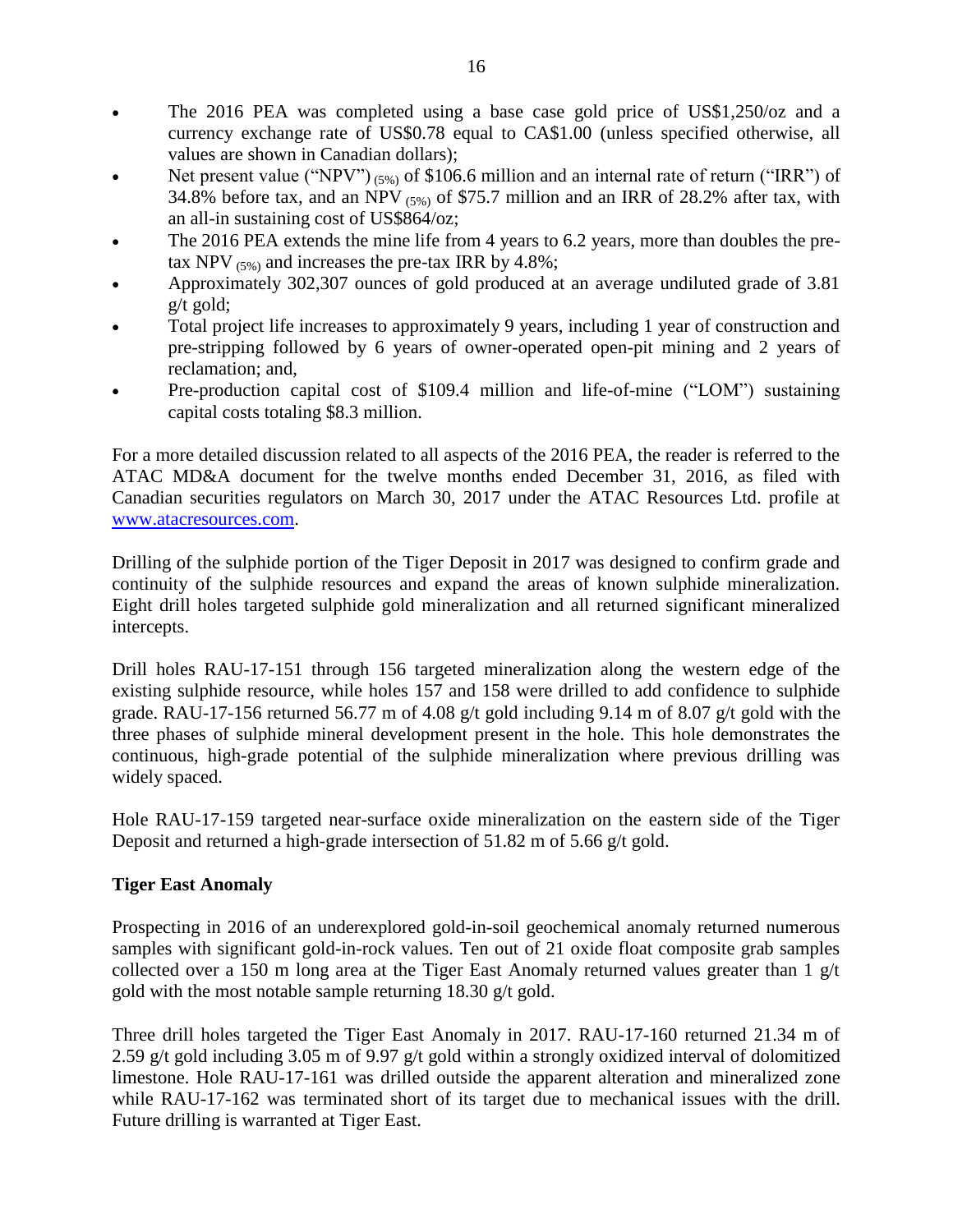- The 2016 PEA was completed using a base case gold price of US$1,250/oz and a currency exchange rate of US$0.78 equal to CA$1.00 (unless specified otherwise, all values are shown in Canadian dollars);
- Net present value ("NPV") $_{(5\%)}$ of $106.6 million and an internal rate of return ("IRR") of 34.8% before tax, and an NPV $_{(5\%)}$ of $75.7 million and an IRR of 28.2% after tax, with an all-in sustaining cost of US$864/oz;
- The 2016 PEA extends the mine life from 4 years to 6.2 years, more than doubles the pre-tax NPV $_{(5\%)}$ and increases the pre-tax IRR by 4.8%;
- Approximately 302,307 ounces of gold produced at an average undiluted grade of 3.81 g/t gold;
- Total project life increases to approximately 9 years, including 1 year of construction and pre-stripping followed by 6 years of owner-operated open-pit mining and 2 years of reclamation; and,
- Pre-production capital cost of $109.4 million and life-of-mine ("LOM") sustaining capital costs totaling $8.3 million.

For a more detailed discussion related to all aspects of the 2016 PEA, the reader is referred to the ATAC MD&A document for the twelve months ended December 31, 2016, as filed with Canadian securities regulators on March 30, 2017 under the ATAC Resources Ltd. profile at www.atacresources.com.

Drilling of the sulphide portion of the Tiger Deposit in 2017 was designed to confirm grade and continuity of the sulphide resources and expand the areas of known sulphide mineralization. Eight drill holes targeted sulphide gold mineralization and all returned significant mineralized intercepts.

Drill holes RAU-17-151 through 156 targeted mineralization along the western edge of the existing sulphide resource, while holes 157 and 158 were drilled to add confidence to sulphide grade. RAU-17-156 returned 56.77 m of 4.08 g/t gold including 9.14 m of 8.07 g/t gold with the three phases of sulphide mineral development present in the hole. This hole demonstrates the continuous, high-grade potential of the sulphide mineralization where previous drilling was widely spaced.

Hole RAU-17-159 targeted near-surface oxide mineralization on the eastern side of the Tiger Deposit and returned a high-grade intersection of 51.82 m of 5.66 g/t gold.

**Tiger East Anomaly**

Prospecting in 2016 of an underexplored gold-in-soil geochemical anomaly returned numerous samples with significant gold-in-rock values. Ten out of 21 oxide float composite grab samples collected over a 150 m long area at the Tiger East Anomaly returned values greater than 1 g/t gold with the most notable sample returning 18.30 g/t gold.

Three drill holes targeted the Tiger East Anomaly in 2017. RAU-17-160 returned 21.34 m of 2.59 g/t gold including 3.05 m of 9.97 g/t gold within a strongly oxidized interval of dolomitized limestone. Hole RAU-17-161 was drilled outside the apparent alteration and mineralized zone while RAU-17-162 was terminated short of its target due to mechanical issues with the drill. Future drilling is warranted at Tiger East.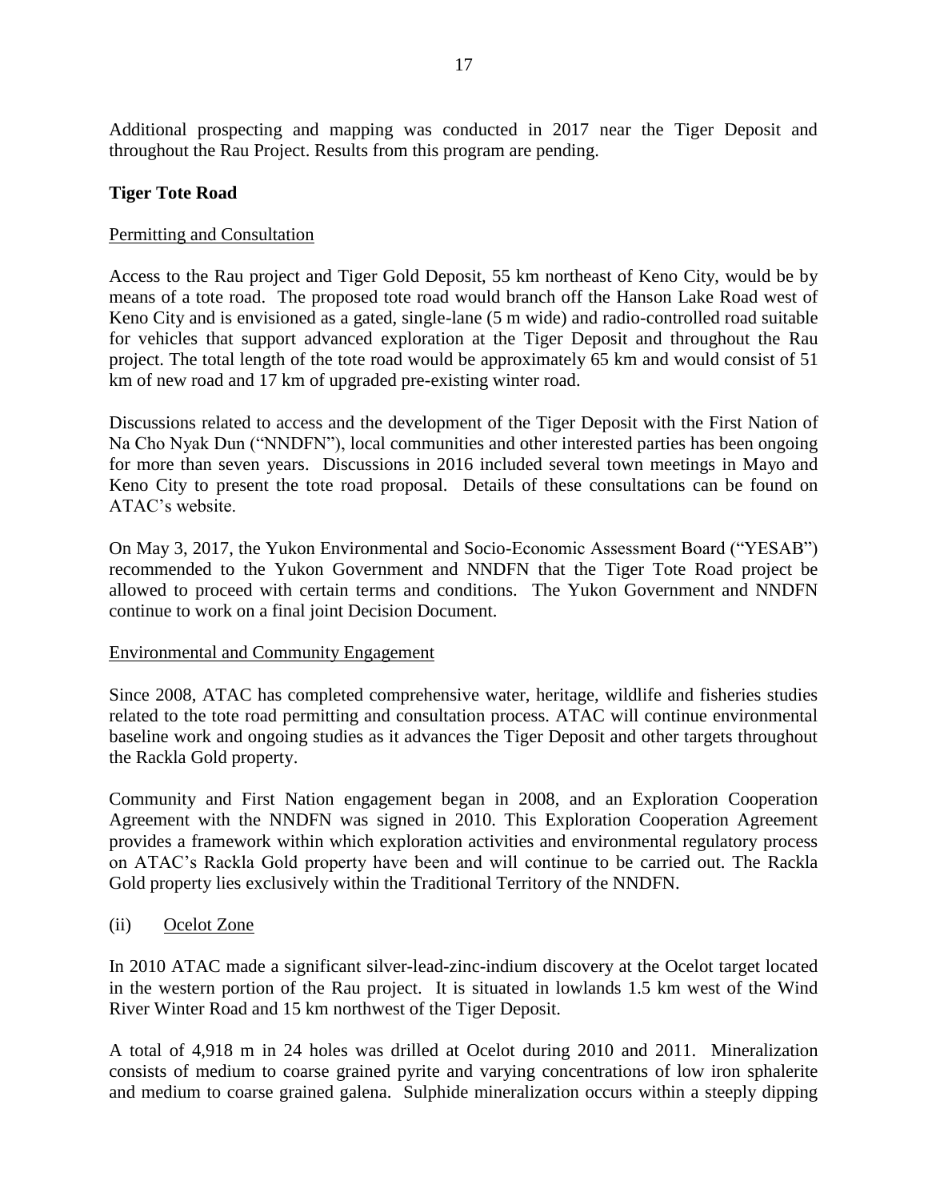Additional prospecting and mapping was conducted in 2017 near the Tiger Deposit and throughout the Rau Project. Results from this program are pending.

**Tiger Tote Road**

Permitting and Consultation

Access to the Rau project and Tiger Gold Deposit, 55 km northeast of Keno City, would be by means of a tote road. The proposed tote road would branch off the Hanson Lake Road west of Keno City and is envisioned as a gated, single-lane (5 m wide) and radio-controlled road suitable for vehicles that support advanced exploration at the Tiger Deposit and throughout the Rau project. The total length of the tote road would be approximately 65 km and would consist of 51 km of new road and 17 km of upgraded pre-existing winter road.

Discussions related to access and the development of the Tiger Deposit with the First Nation of Na Cho Nyak Dun ("NNDFN"), local communities and other interested parties has been ongoing for more than seven years. Discussions in 2016 included several town meetings in Mayo and Keno City to present the tote road proposal. Details of these consultations can be found on ATAC's website.

On May 3, 2017, the Yukon Environmental and Socio-Economic Assessment Board ("YESAB") recommended to the Yukon Government and NNDFN that the Tiger Tote Road project be allowed to proceed with certain terms and conditions. The Yukon Government and NNDFN continue to work on a final joint Decision Document.

Environmental and Community Engagement

Since 2008, ATAC has completed comprehensive water, heritage, wildlife and fisheries studies related to the tote road permitting and consultation process. ATAC will continue environmental baseline work and ongoing studies as it advances the Tiger Deposit and other targets throughout the Rackla Gold property.

Community and First Nation engagement began in 2008, and an Exploration Cooperation Agreement with the NNDFN was signed in 2010. This Exploration Cooperation Agreement provides a framework within which exploration activities and environmental regulatory process on ATAC's Rackla Gold property have been and will continue to be carried out. The Rackla Gold property lies exclusively within the Traditional Territory of the NNDFN.

(ii) Ocelot Zone

In 2010 ATAC made a significant silver-lead-zinc-indium discovery at the Ocelot target located in the western portion of the Rau project. It is situated in lowlands 1.5 km west of the Wind River Winter Road and 15 km northwest of the Tiger Deposit.

A total of 4,918 m in 24 holes was drilled at Ocelot during 2010 and 2011. Mineralization consists of medium to coarse grained pyrite and varying concentrations of low iron sphalerite and medium to coarse grained galena. Sulphide mineralization occurs within a steeply dipping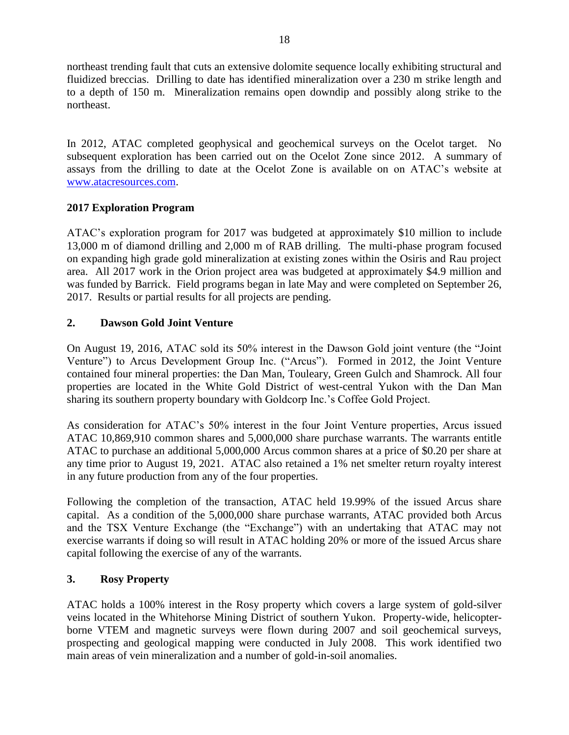northeast trending fault that cuts an extensive dolomite sequence locally exhibiting structural and fluidized breccias. Drilling to date has identified mineralization over a 230 m strike length and to a depth of 150 m. Mineralization remains open downdip and possibly along strike to the northeast.

In 2012, ATAC completed geophysical and geochemical surveys on the Ocelot target. No subsequent exploration has been carried out on the Ocelot Zone since 2012. A summary of assays from the drilling to date at the Ocelot Zone is available on on ATAC's website at www.atacresources.com.

**2017 Exploration Program**

ATAC's exploration program for 2017 was budgeted at approximately $10 million to include 13,000 m of diamond drilling and 2,000 m of RAB drilling. The multi-phase program focused on expanding high grade gold mineralization at existing zones within the Osiris and Rau project area. All 2017 work in the Orion project area was budgeted at approximately $4.9 million and was funded by Barrick. Field programs began in late May and were completed on September 26, 2017. Results or partial results for all projects are pending.

## 2. Dawson Gold Joint Venture

On August 19, 2016, ATAC sold its 50% interest in the Dawson Gold joint venture (the "Joint Venture") to Arcus Development Group Inc. ("Arcus"). Formed in 2012, the Joint Venture contained four mineral properties: the Dan Man, Touleary, Green Gulch and Shamrock. All four properties are located in the White Gold District of west-central Yukon with the Dan Man sharing its southern property boundary with Goldcorp Inc.'s Coffee Gold Project.

As consideration for ATAC's 50% interest in the four Joint Venture properties, Arcus issued ATAC 10,869,910 common shares and 5,000,000 share purchase warrants. The warrants entitle ATAC to purchase an additional 5,000,000 Arcus common shares at a price of $0.20 per share at any time prior to August 19, 2021. ATAC also retained a 1% net smelter return royalty interest in any future production from any of the four properties.

Following the completion of the transaction, ATAC held 19.99% of the issued Arcus share capital. As a condition of the 5,000,000 share purchase warrants, ATAC provided both Arcus and the TSX Venture Exchange (the "Exchange") with an undertaking that ATAC may not exercise warrants if doing so will result in ATAC holding 20% or more of the issued Arcus share capital following the exercise of any of the warrants.

## 3. Rosy Property

ATAC holds a 100% interest in the Rosy property which covers a large system of gold-silver veins located in the Whitehorse Mining District of southern Yukon. Property-wide, helicopter-borne VTEM and magnetic surveys were flown during 2007 and soil geochemical surveys, prospecting and geological mapping were conducted in July 2008. This work identified two main areas of vein mineralization and a number of gold-in-soil anomalies.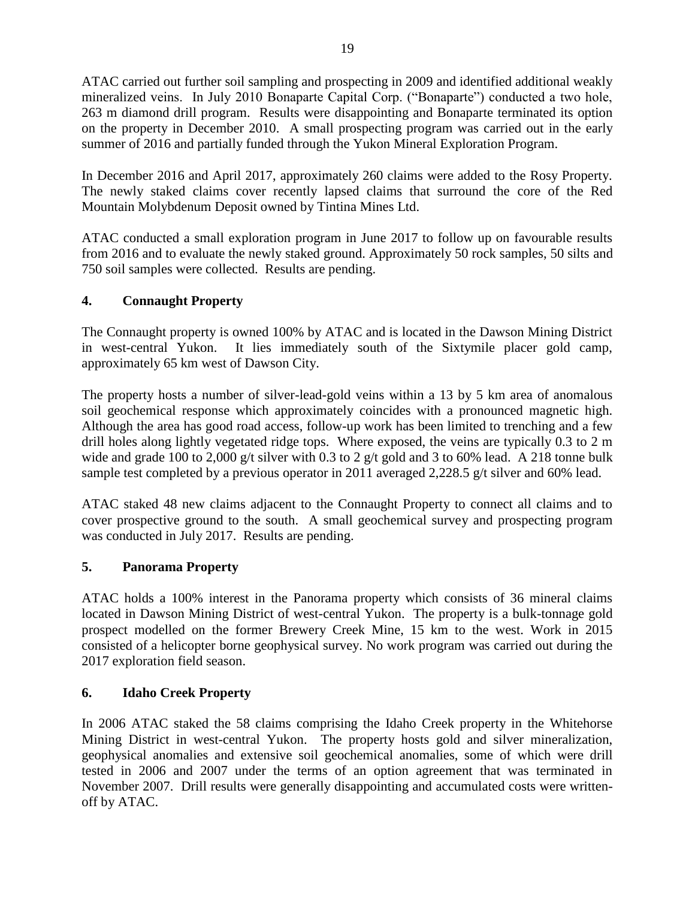ATAC carried out further soil sampling and prospecting in 2009 and identified additional weakly mineralized veins. In July 2010 Bonaparte Capital Corp. ("Bonaparte") conducted a two hole, 263 m diamond drill program. Results were disappointing and Bonaparte terminated its option on the property in December 2010. A small prospecting program was carried out in the early summer of 2016 and partially funded through the Yukon Mineral Exploration Program.

In December 2016 and April 2017, approximately 260 claims were added to the Rosy Property. The newly staked claims cover recently lapsed claims that surround the core of the Red Mountain Molybdenum Deposit owned by Tintina Mines Ltd.

ATAC conducted a small exploration program in June 2017 to follow up on favourable results from 2016 and to evaluate the newly staked ground. Approximately 50 rock samples, 50 silts and 750 soil samples were collected. Results are pending.

## 4. Connaught Property

The Connaught property is owned 100% by ATAC and is located in the Dawson Mining District in west-central Yukon. It lies immediately south of the Sixtymile placer gold camp, approximately 65 km west of Dawson City.

The property hosts a number of silver-lead-gold veins within a 13 by 5 km area of anomalous soil geochemical response which approximately coincides with a pronounced magnetic high. Although the area has good road access, follow-up work has been limited to trenching and a few drill holes along lightly vegetated ridge tops. Where exposed, the veins are typically 0.3 to 2 m wide and grade 100 to 2,000 g/t silver with 0.3 to 2 g/t gold and 3 to 60% lead. A 218 tonne bulk sample test completed by a previous operator in 2011 averaged 2,228.5 g/t silver and 60% lead.

ATAC staked 48 new claims adjacent to the Connaught Property to connect all claims and to cover prospective ground to the south. A small geochemical survey and prospecting program was conducted in July 2017. Results are pending.

## 5. Panorama Property

ATAC holds a 100% interest in the Panorama property which consists of 36 mineral claims located in Dawson Mining District of west-central Yukon. The property is a bulk-tonnage gold prospect modelled on the former Brewery Creek Mine, 15 km to the west. Work in 2015 consisted of a helicopter borne geophysical survey. No work program was carried out during the 2017 exploration field season.

## 6. Idaho Creek Property

In 2006 ATAC staked the 58 claims comprising the Idaho Creek property in the Whitehorse Mining District in west-central Yukon. The property hosts gold and silver mineralization, geophysical anomalies and extensive soil geochemical anomalies, some of which were drill tested in 2006 and 2007 under the terms of an option agreement that was terminated in November 2007. Drill results were generally disappointing and accumulated costs were written-off by ATAC.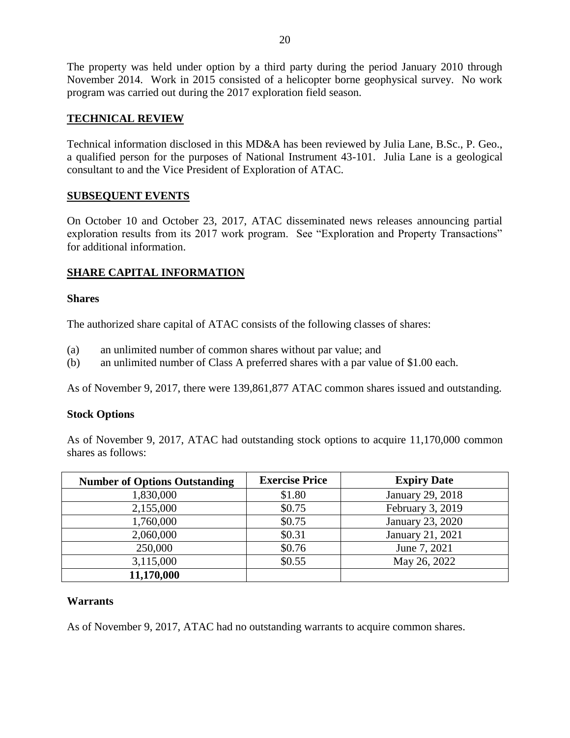The property was held under option by a third party during the period January 2010 through November 2014. Work in 2015 consisted of a helicopter borne geophysical survey. No work program was carried out during the 2017 exploration field season.

## TECHNICAL REVIEW

Technical information disclosed in this MD&A has been reviewed by Julia Lane, B.Sc., P. Geo., a qualified person for the purposes of National Instrument 43-101. Julia Lane is a geological consultant to and the Vice President of Exploration of ATAC.

## SUBSEQUENT EVENTS

On October 10 and October 23, 2017, ATAC disseminated news releases announcing partial exploration results from its 2017 work program. See "Exploration and Property Transactions" for additional information.

## SHARE CAPITAL INFORMATION

### Shares

The authorized share capital of ATAC consists of the following classes of shares:

(a) an unlimited number of common shares without par value; and
(b) an unlimited number of Class A preferred shares with a par value of $1.00 each.

As of November 9, 2017, there were 139,861,877 ATAC common shares issued and outstanding.

### Stock Options

As of November 9, 2017, ATAC had outstanding stock options to acquire 11,170,000 common shares as follows:

| Number of Options Outstanding | Exercise Price | Expiry Date |
|---|---|---|
| 1,830,000 | $1.80 | January 29, 2018 |
| 2,155,000 | $0.75 | February 3, 2019 |
| 1,760,000 | $0.75 | January 23, 2020 |
| 2,060,000 | $0.31 | January 21, 2021 |
| 250,000 | $0.76 | June 7, 2021 |
| 3,115,000 | $0.55 | May 26, 2022 |
| **11,170,000** | | |

### Warrants

As of November 9, 2017, ATAC had no outstanding warrants to acquire common shares.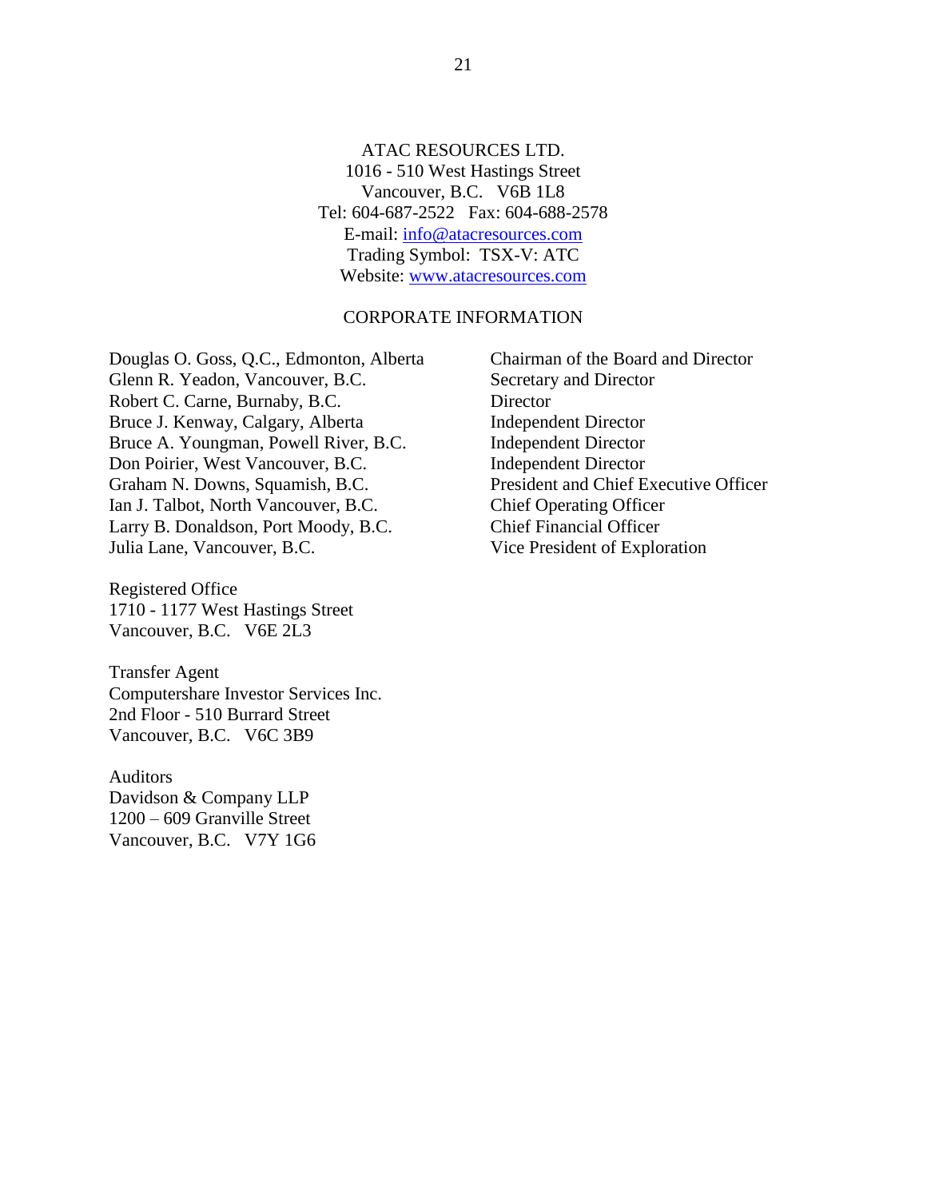ATAC RESOURCES LTD.
1016 - 510 West Hastings Street
Vancouver, B.C. V6B 1L8
Tel: 604-687-2522 Fax: 604-688-2578
E-mail: info@atacresources.com
Trading Symbol: TSX-V: ATC
Website: www.atacresources.com

## CORPORATE INFORMATION

| | |
|---|---|
| Douglas O. Goss, Q.C., Edmonton, Alberta | Chairman of the Board and Director |
| Glenn R. Yeadon, Vancouver, B.C. | Secretary and Director |
| Robert C. Carne, Burnaby, B.C. | Director |
| Bruce J. Kenway, Calgary, Alberta | Independent Director |
| Bruce A. Youngman, Powell River, B.C. | Independent Director |
| Don Poirier, West Vancouver, B.C. | Independent Director |
| Graham N. Downs, Squamish, B.C. | President and Chief Executive Officer |
| Ian J. Talbot, North Vancouver, B.C. | Chief Operating Officer |
| Larry B. Donaldson, Port Moody, B.C. | Chief Financial Officer |
| Julia Lane, Vancouver, B.C. | Vice President of Exploration |

Registered Office
1710 - 1177 West Hastings Street
Vancouver, B.C. V6E 2L3

Transfer Agent
Computershare Investor Services Inc.
2nd Floor - 510 Burrard Street
Vancouver, B.C. V6C 3B9

Auditors
Davidson & Company LLP
1200 – 609 Granville Street
Vancouver, B.C. V7Y 1G6